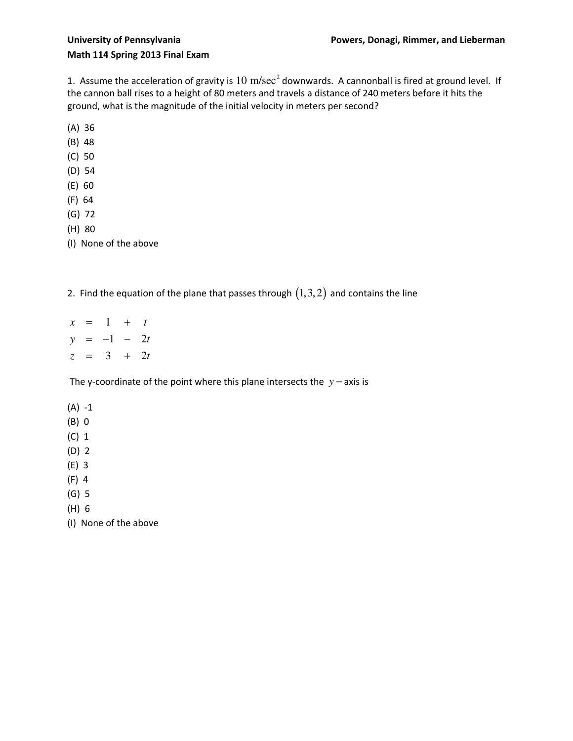**University of Pennsylvania** **Powers, Donagi, Rimmer, and Lieberman**

**Math 114 Spring 2013 Final Exam**

1. Assume the acceleration of gravity is $10 \text{ m/sec}^2$ downwards. A cannonball is fired at ground level. If the cannon ball rises to a height of 80 meters and travels a distance of 240 meters before it hits the ground, what is the magnitude of the initial velocity in meters per second?

(A) 36
(B) 48
(C) 50
(D) 54
(E) 60
(F) 64
(G) 72
(H) 80
(I) None of the above

2. Find the equation of the plane that passes through $(1,3,2)$ and contains the line

$$
\begin{aligned}
x &= 1 + t \\
y &= -1 - 2t \\
z &= 3 + 2t
\end{aligned}
$$

The y-coordinate of the point where this plane intersects the $y-$axis is

(A) -1
(B) 0
(C) 1
(D) 2
(E) 3
(F) 4
(G) 5
(H) 6
(I) None of the above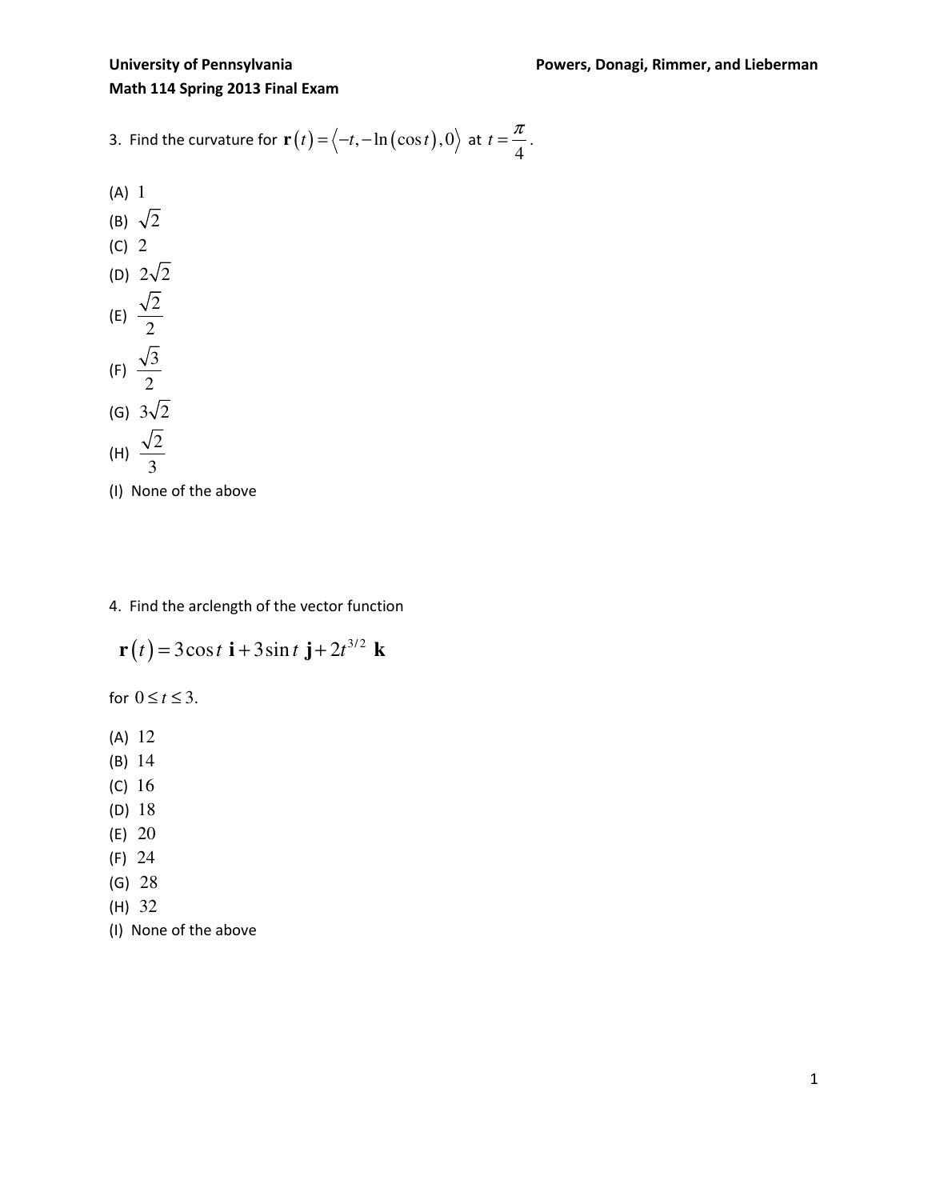3. Find the curvature for $\mathbf{r}(t) = \langle -t, -\ln(\cos t), 0 \rangle$ at $t = \dfrac{\pi}{4}$.

(A) $1$

(B) $\sqrt{2}$

(C) $2$

(D) $2\sqrt{2}$

(E) $\dfrac{\sqrt{2}}{2}$

(F) $\dfrac{\sqrt{3}}{2}$

(G) $3\sqrt{2}$

(H) $\dfrac{\sqrt{2}}{3}$

(I) None of the above

4. Find the arclength of the vector function

$$\mathbf{r}(t) = 3\cos t \ \mathbf{i} + 3\sin t \ \mathbf{j} + 2t^{3/2} \ \mathbf{k}$$

for $0 \le t \le 3$.

(A) $12$

(B) $14$

(C) $16$

(D) $18$

(E) $20$

(F) $24$

(G) $28$

(H) $32$

(I) None of the above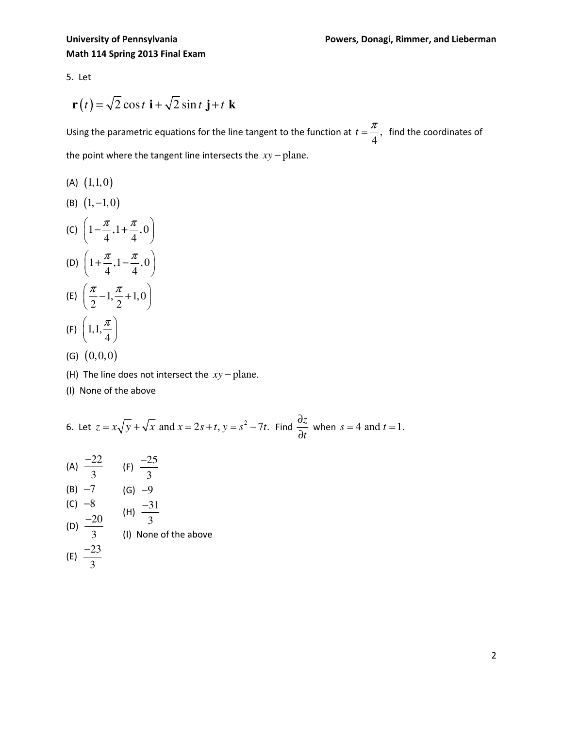5. Let

$$\mathbf{r}(t) = \sqrt{2}\cos t\ \mathbf{i} + \sqrt{2}\sin t\ \mathbf{j} + t\ \mathbf{k}$$

Using the parametric equations for the line tangent to the function at $t = \dfrac{\pi}{4}$, find the coordinates of the point where the tangent line intersects the $xy-\text{plane}$.

(A) $(1,1,0)$

(B) $(1,-1,0)$

(C) $\left(1-\dfrac{\pi}{4}, 1+\dfrac{\pi}{4}, 0\right)$

(D) $\left(1+\dfrac{\pi}{4}, 1-\dfrac{\pi}{4}, 0\right)$

(E) $\left(\dfrac{\pi}{2}-1, \dfrac{\pi}{2}+1, 0\right)$

(F) $\left(1, 1, \dfrac{\pi}{4}\right)$

(G) $(0,0,0)$

(H) The line does not intersect the $xy-\text{plane}$.

(I) None of the above

6. Let $z = x\sqrt{y} + \sqrt{x}$ and $x = 2s + t$, $y = s^2 - 7t$. Find $\dfrac{\partial z}{\partial t}$ when $s = 4$ and $t = 1$.

(A) $\dfrac{-22}{3}$

(B) $-7$

(C) $-8$

(D) $\dfrac{-20}{3}$

(E) $\dfrac{-23}{3}$

(F) $\dfrac{-25}{3}$

(G) $-9$

(H) $\dfrac{-31}{3}$

(I) None of the above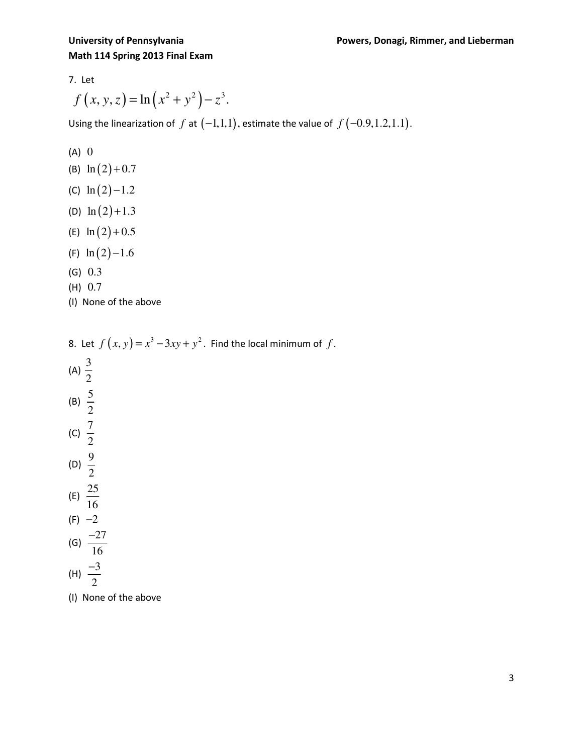7. Let

$$f(x, y, z) = \ln(x^2 + y^2) - z^3.$$

Using the linearization of $f$ at $(-1,1,1)$, estimate the value of $f(-0.9,1.2,1.1)$.

(A) $0$

(B) $\ln(2)+0.7$

(C) $\ln(2)-1.2$

(D) $\ln(2)+1.3$

(E) $\ln(2)+0.5$

(F) $\ln(2)-1.6$

(G) $0.3$

(H) $0.7$

(I) None of the above

8. Let $f(x, y) = x^3 - 3xy + y^2$. Find the local minimum of $f$.

(A) $\frac{3}{2}$

(B) $\frac{5}{2}$

(C) $\frac{7}{2}$

(D) $\frac{9}{2}$

(E) $\frac{25}{16}$

(F) $-2$

(G) $\frac{-27}{16}$

(H) $\frac{-3}{2}$

(I) None of the above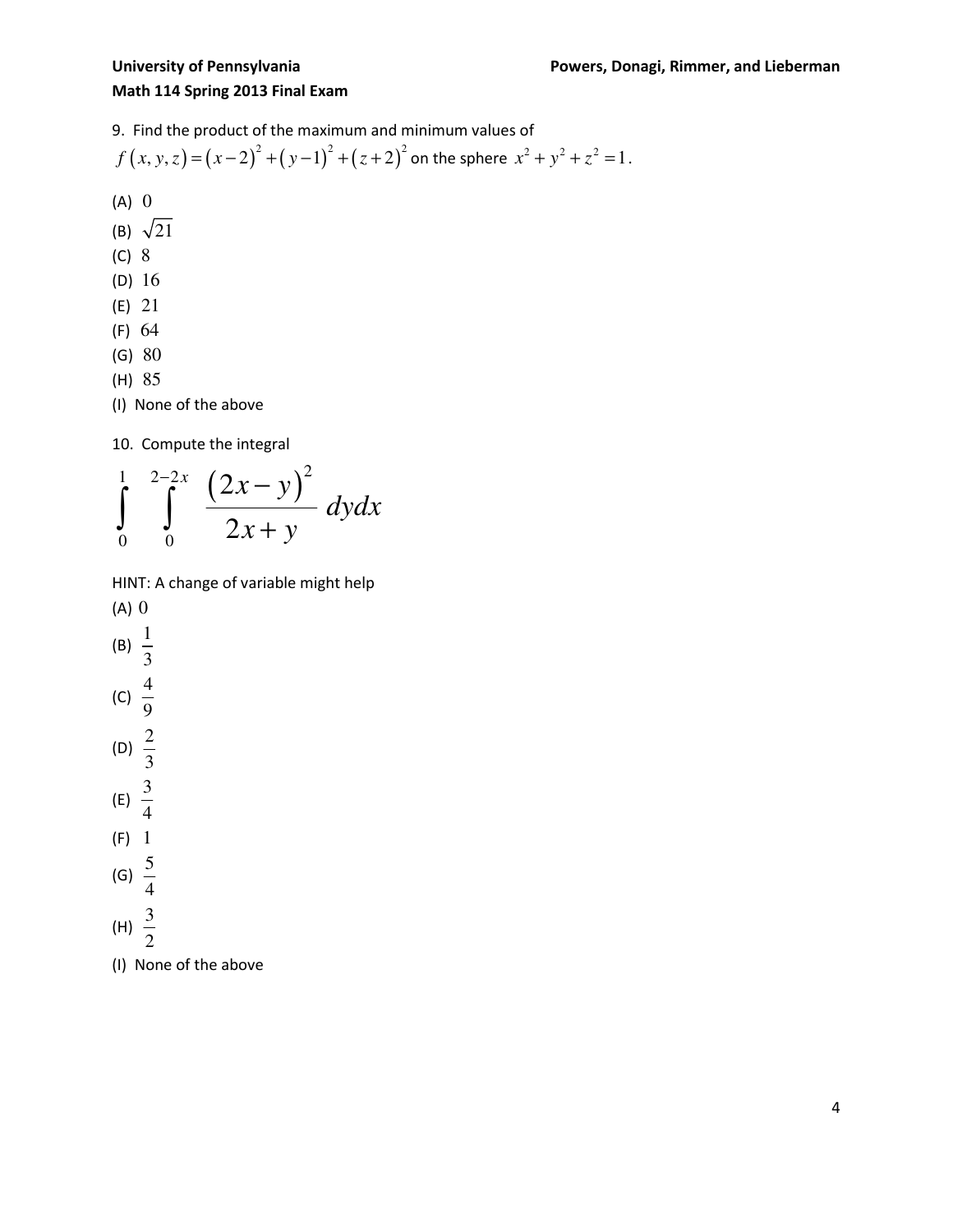9. Find the product of the maximum and minimum values of $f(x,y,z) = (x-2)^2 + (y-1)^2 + (z+2)^2$ on the sphere $x^2 + y^2 + z^2 = 1$.

(A) $0$

(B) $\sqrt{21}$

(C) $8$

(D) $16$

(E) $21$

(F) $64$

(G) $80$

(H) $85$

(I) None of the above

10. Compute the integral

$$\int_0^1 \int_0^{2-2x} \frac{(2x-y)^2}{2x+y}\, dydx$$

HINT: A change of variable might help

(A) $0$

(B) $\frac{1}{3}$

(C) $\frac{4}{9}$

(D) $\frac{2}{3}$

(E) $\frac{3}{4}$

(F) $1$

(G) $\frac{5}{4}$

(H) $\frac{3}{2}$

(I) None of the above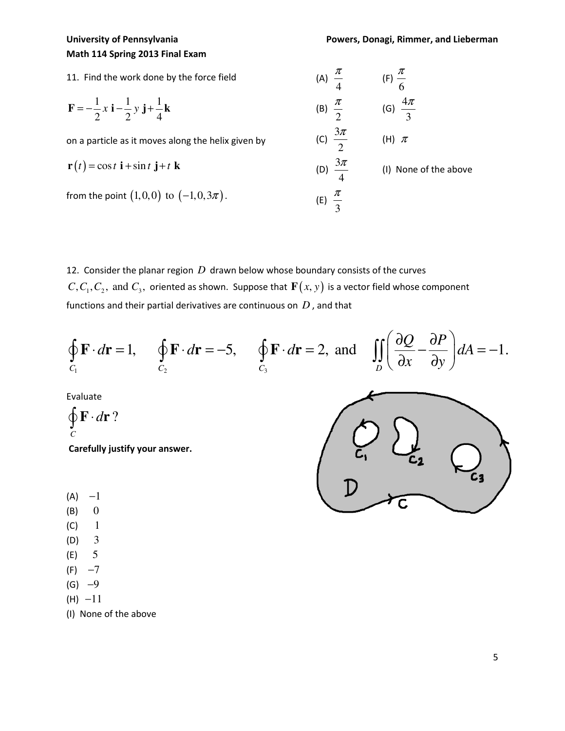11. Find the work done by the force field

$$\mathbf{F} = -\frac{1}{2}x\,\mathbf{i} - \frac{1}{2}y\,\mathbf{j} + \frac{1}{4}\mathbf{k}$$

on a particle as it moves along the helix given by

$$\mathbf{r}(t) = \cos t\;\mathbf{i} + \sin t\;\mathbf{j} + t\;\mathbf{k}$$

from the point $(1,0,0)$ to $(-1,0,3\pi)$.

(A) $\frac{\pi}{4}$

(B) $\frac{\pi}{2}$

(C) $\frac{3\pi}{2}$

(D) $\frac{3\pi}{4}$

(E) $\frac{\pi}{3}$

(F) $\frac{\pi}{6}$

(G) $\frac{4\pi}{3}$

(H) $\pi$

(I) None of the above

12. Consider the planar region $D$ drawn below whose boundary consists of the curves $C, C_1, C_2,$ and $C_3,$ oriented as shown. Suppose that $\mathbf{F}(x,y)$ is a vector field whose component functions and their partial derivatives are continuous on $D$, and that

$$\oint_{C_1} \mathbf{F} \cdot d\mathbf{r} = 1, \quad \oint_{C_2} \mathbf{F} \cdot d\mathbf{r} = -5, \quad \oint_{C_3} \mathbf{F} \cdot d\mathbf{r} = 2, \text{ and } \iint_D \left( \frac{\partial Q}{\partial x} - \frac{\partial P}{\partial y} \right) dA = -1.$$

Evaluate

$$\oint_C \mathbf{F} \cdot d\mathbf{r}\,?$$

**Carefully justify your answer.**

(A) $-1$

(B) $0$

(C) $1$

(D) $3$

(E) $5$

(F) $-7$

(G) $-9$

(H) $-11$

(I) None of the above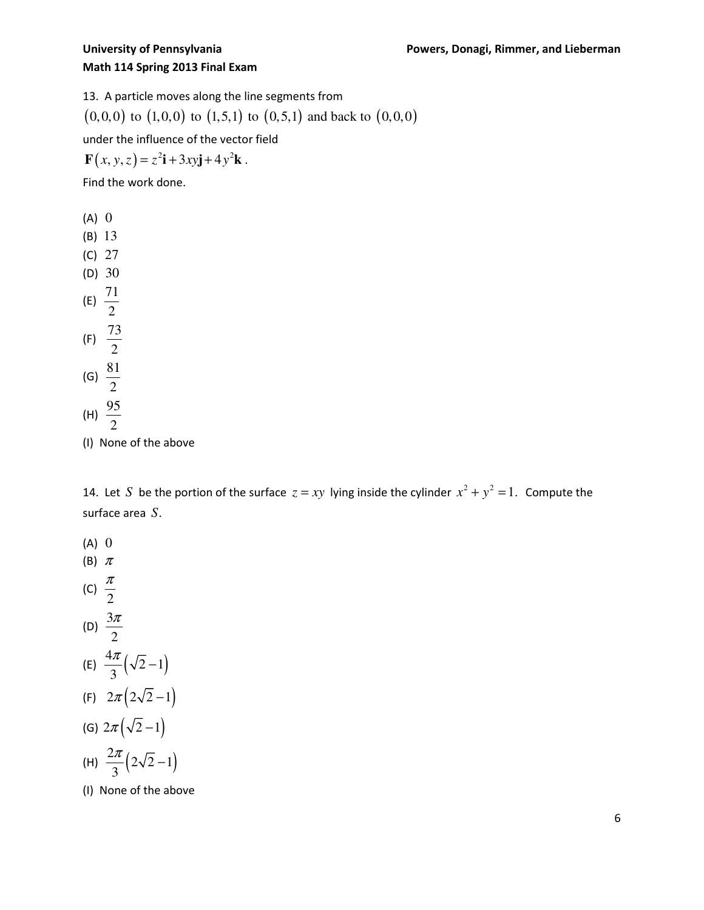13. A particle moves along the line segments from

$(0,0,0)$ to $(1,0,0)$ to $(1,5,1)$ to $(0,5,1)$ and back to $(0,0,0)$

under the influence of the vector field

$\mathbf{F}(x,y,z) = z^2\mathbf{i} + 3xy\mathbf{j} + 4y^2\mathbf{k}$.

Find the work done.

(A) $0$

(B) $13$

(C) $27$

(D) $30$

(E) $\frac{71}{2}$

(F) $\frac{73}{2}$

(G) $\frac{81}{2}$

(H) $\frac{95}{2}$

(I) None of the above

14. Let $S$ be the portion of the surface $z = xy$ lying inside the cylinder $x^2 + y^2 = 1$. Compute the surface area $S$.

(A) $0$

(B) $\pi$

(C) $\frac{\pi}{2}$

(D) $\frac{3\pi}{2}$

(E) $\frac{4\pi}{3}\left(\sqrt{2}-1\right)$

(F) $2\pi\left(2\sqrt{2}-1\right)$

(G) $2\pi\left(\sqrt{2}-1\right)$

(H) $\frac{2\pi}{3}\left(2\sqrt{2}-1\right)$

(I) None of the above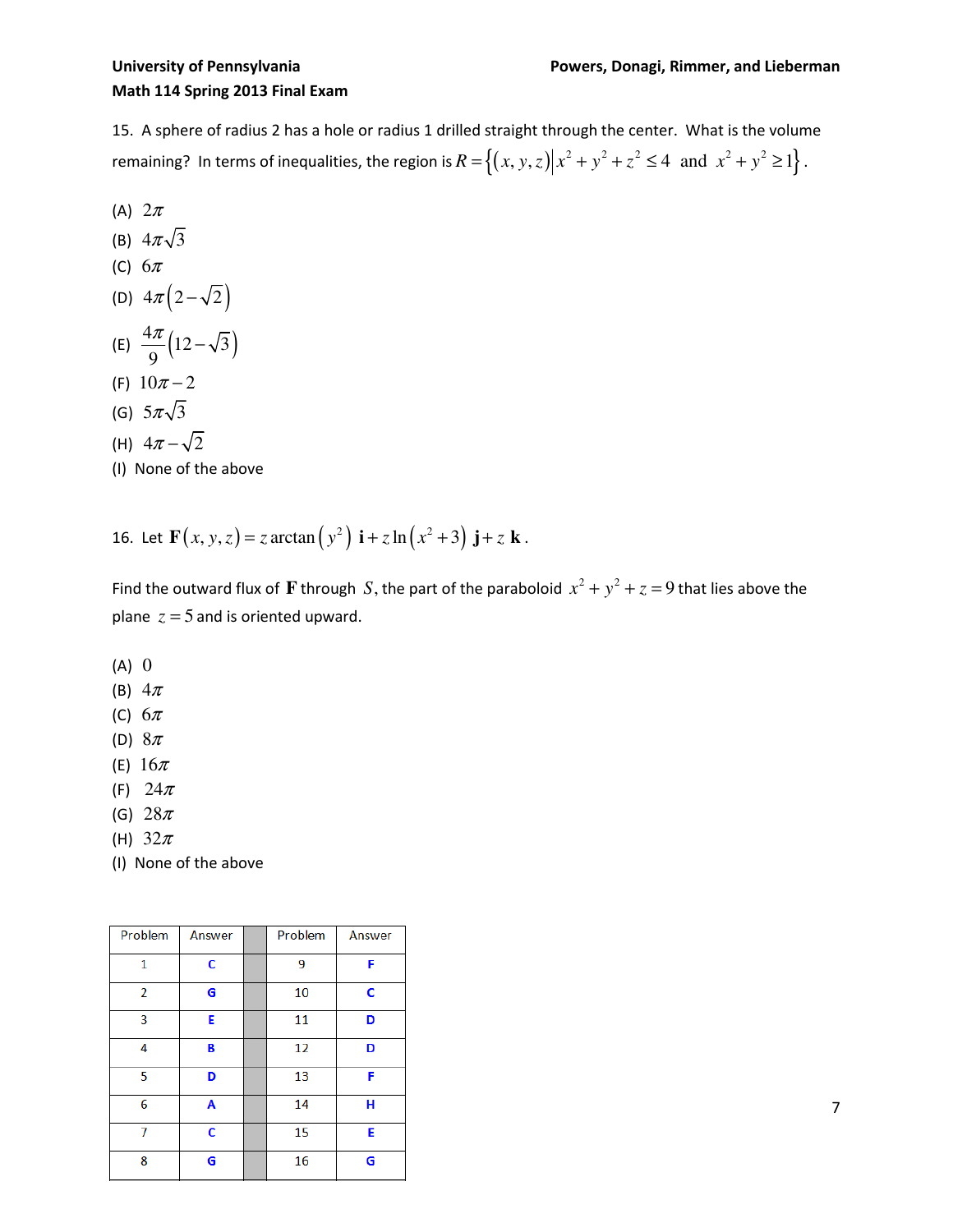15. A sphere of radius 2 has a hole or radius 1 drilled straight through the center. What is the volume remaining? In terms of inequalities, the region is $R = \{(x, y, z) | x^2 + y^2 + z^2 \leq 4 \text{ and } x^2 + y^2 \geq 1\}$.

(A) $2\pi$
(B) $4\pi\sqrt{3}$
(C) $6\pi$
(D) $4\pi(2-\sqrt{2})$
(E) $\frac{4\pi}{9}(12-\sqrt{3})$
(F) $10\pi - 2$
(G) $5\pi\sqrt{3}$
(H) $4\pi - \sqrt{2}$
(I) None of the above

16. Let $\mathbf{F}(x, y, z) = z\arctan(y^2)\ \mathbf{i} + z\ln(x^2+3)\ \mathbf{j} + z\ \mathbf{k}$.

Find the outward flux of $\mathbf{F}$ through $S$, the part of the paraboloid $x^2 + y^2 + z = 9$ that lies above the plane $z = 5$ and is oriented upward.

(A) $0$
(B) $4\pi$
(C) $6\pi$
(D) $8\pi$
(E) $16\pi$
(F) $24\pi$
(G) $28\pi$
(H) $32\pi$
(I) None of the above

| Problem | Answer | | Problem | Answer |
|---|---|---|---|---|
| 1 | C | | 9 | F |
| 2 | G | | 10 | C |
| 3 | E | | 11 | D |
| 4 | B | | 12 | D |
| 5 | D | | 13 | F |
| 6 | A | | 14 | H |
| 7 | C | | 15 | E |
| 8 | G | | 16 | G |